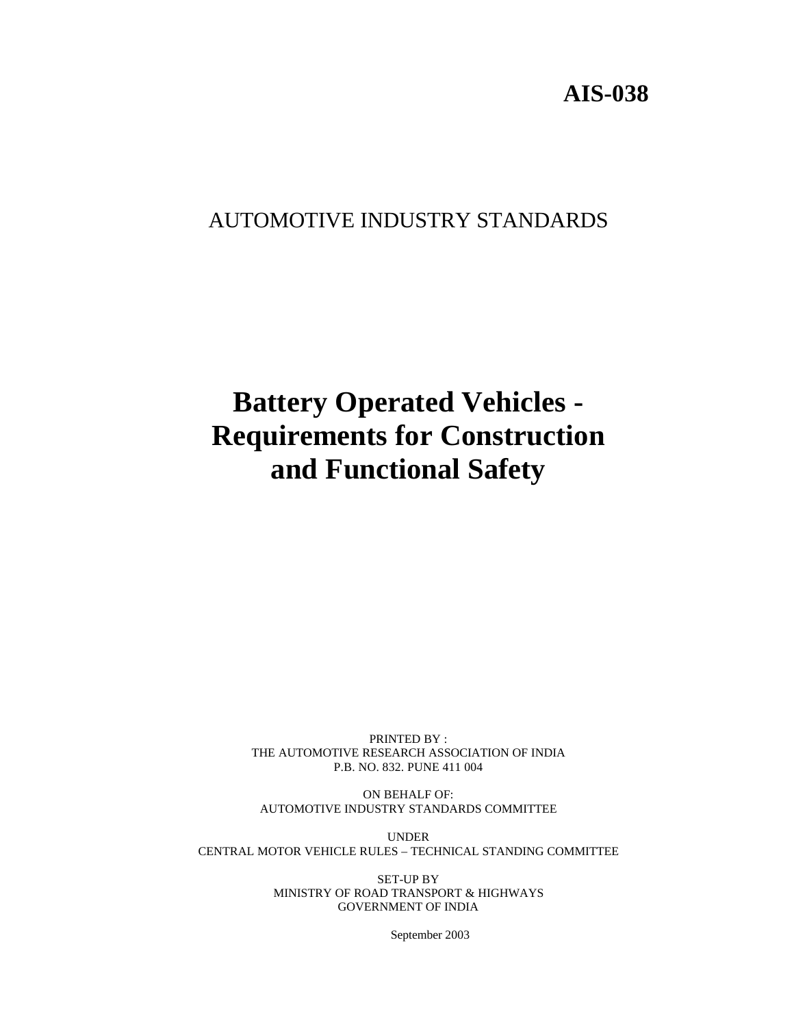**AIS-038**

AUTOMOTIVE INDUSTRY STANDARDS

# Battery Operated Vehicles - Requirements for Construction and Functional Safety

PRINTED BY :
THE AUTOMOTIVE RESEARCH ASSOCIATION OF INDIA
P.B. NO. 832. PUNE 411 004

ON BEHALF OF:
AUTOMOTIVE INDUSTRY STANDARDS COMMITTEE

UNDER
CENTRAL MOTOR VEHICLE RULES – TECHNICAL STANDING COMMITTEE

SET-UP BY
MINISTRY OF ROAD TRANSPORT & HIGHWAYS
GOVERNMENT OF INDIA

September 2003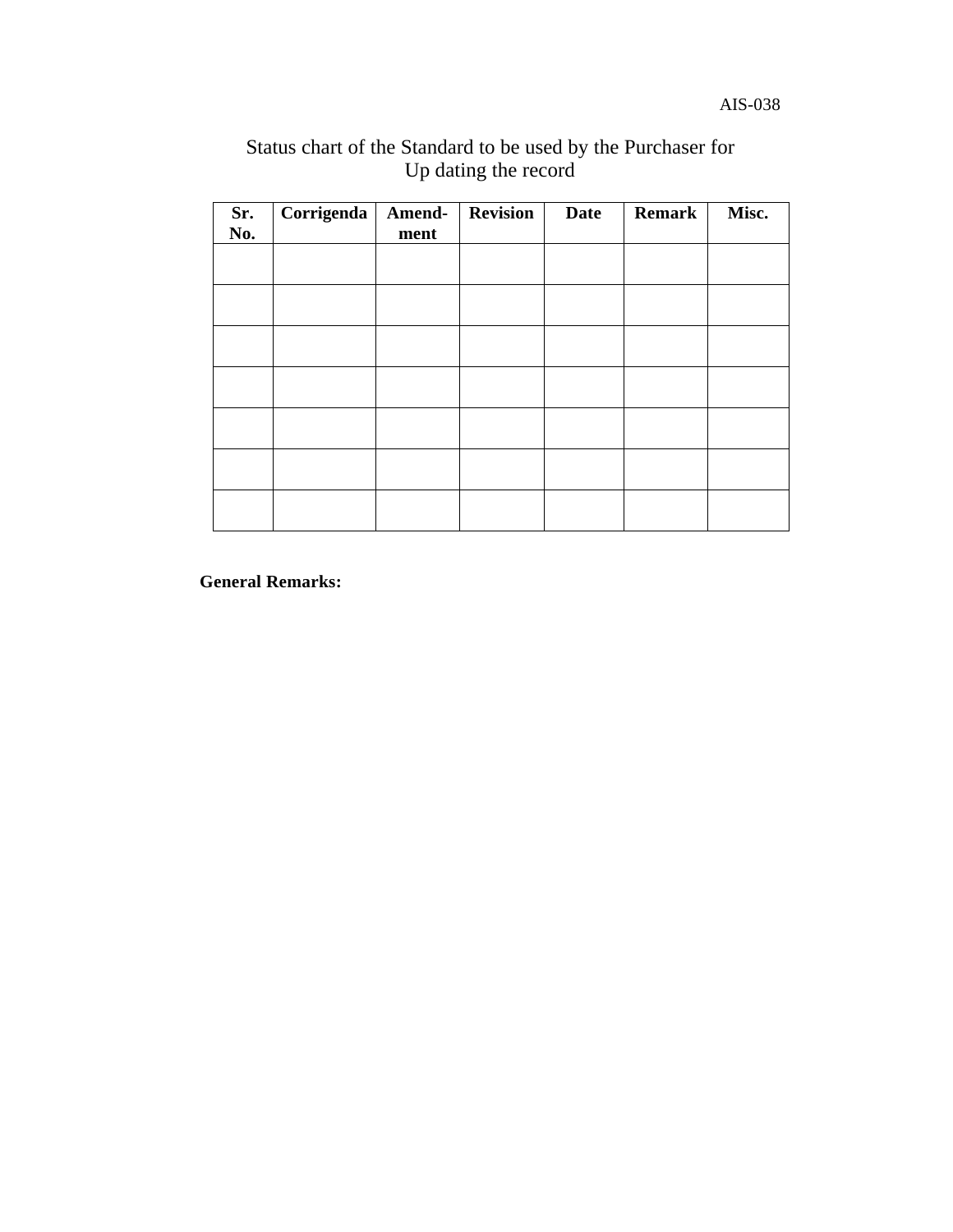Status chart of the Standard to be used by the Purchaser for Up dating the record

| Sr. No. | Corrigenda | Amend-ment | Revision | Date | Remark | Misc. |
|---|---|---|---|---|---|---|
| | | | | | | |
| | | | | | | |
| | | | | | | |
| | | | | | | |
| | | | | | | |
| | | | | | | |
| | | | | | | |

**General Remarks:**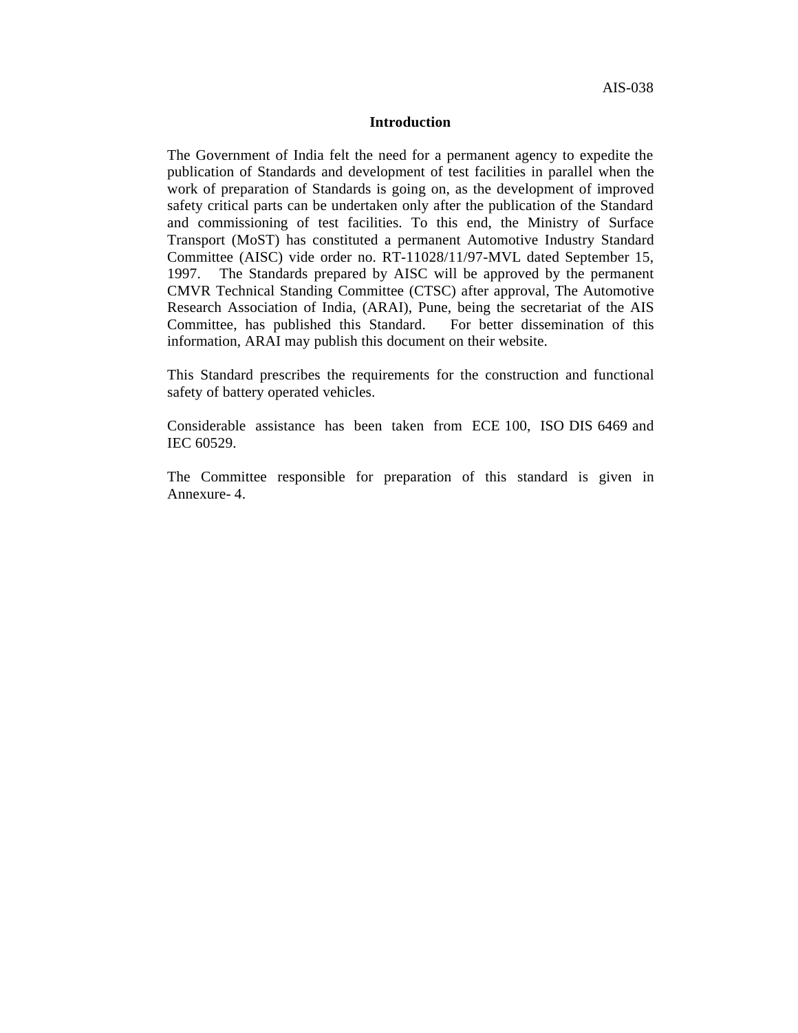## Introduction

The Government of India felt the need for a permanent agency to expedite the publication of Standards and development of test facilities in parallel when the work of preparation of Standards is going on, as the development of improved safety critical parts can be undertaken only after the publication of the Standard and commissioning of test facilities. To this end, the Ministry of Surface Transport (MoST) has constituted a permanent Automotive Industry Standard Committee (AISC) vide order no. RT-11028/11/97-MVL dated September 15, 1997. The Standards prepared by AISC will be approved by the permanent CMVR Technical Standing Committee (CTSC) after approval, The Automotive Research Association of India, (ARAI), Pune, being the secretariat of the AIS Committee, has published this Standard. For better dissemination of this information, ARAI may publish this document on their website.

This Standard prescribes the requirements for the construction and functional safety of battery operated vehicles.

Considerable assistance has been taken from ECE 100, ISO DIS 6469 and IEC 60529.

The Committee responsible for preparation of this standard is given in Annexure- 4.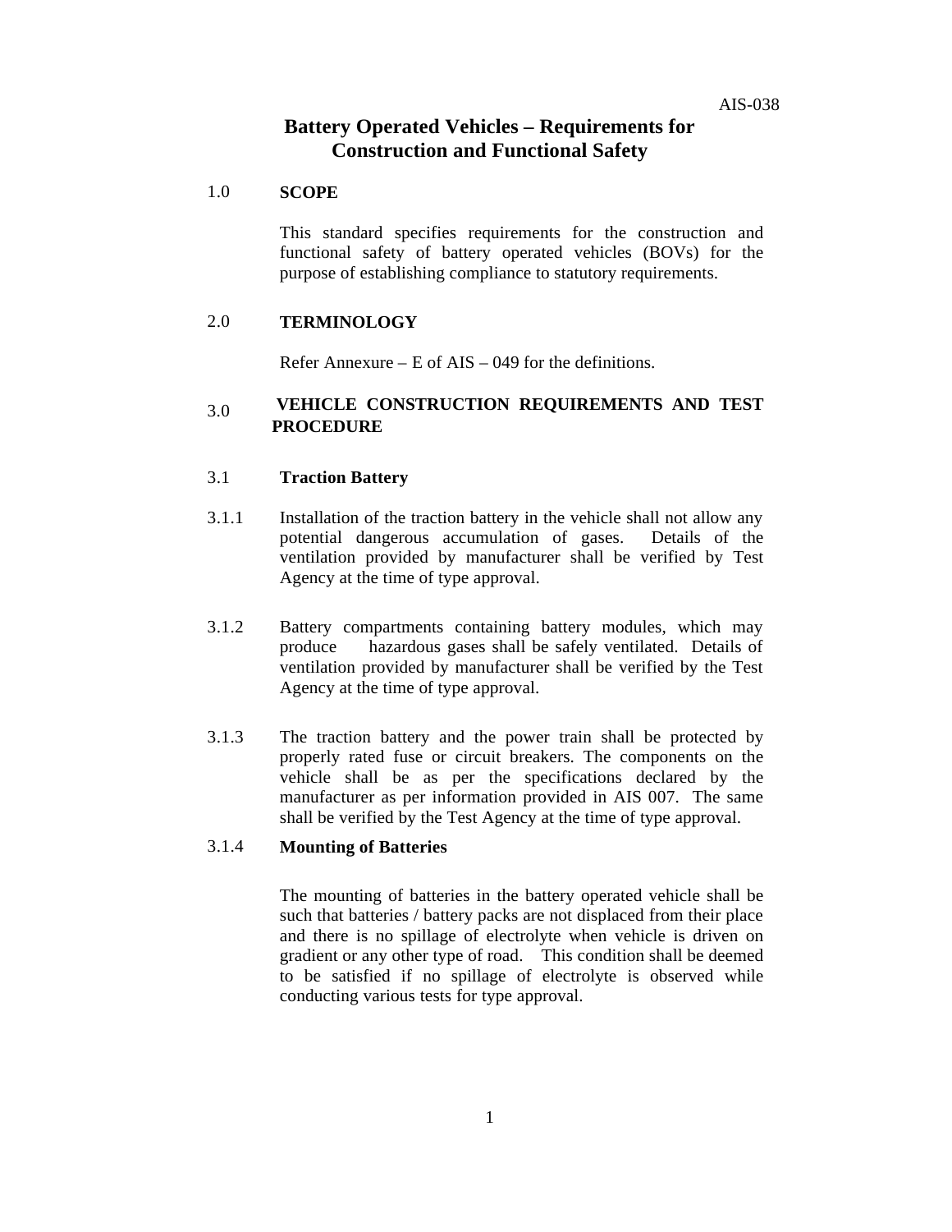# Battery Operated Vehicles – Requirements for Construction and Functional Safety

## 1.0 SCOPE

This standard specifies requirements for the construction and functional safety of battery operated vehicles (BOVs) for the purpose of establishing compliance to statutory requirements.

## 2.0 TERMINOLOGY

Refer Annexure – E of AIS – 049 for the definitions.

## 3.0 VEHICLE CONSTRUCTION REQUIREMENTS AND TEST PROCEDURE

### 3.1 Traction Battery

3.1.1 Installation of the traction battery in the vehicle shall not allow any potential dangerous accumulation of gases. Details of the ventilation provided by manufacturer shall be verified by Test Agency at the time of type approval.

3.1.2 Battery compartments containing battery modules, which may produce hazardous gases shall be safely ventilated. Details of ventilation provided by manufacturer shall be verified by the Test Agency at the time of type approval.

3.1.3 The traction battery and the power train shall be protected by properly rated fuse or circuit breakers. The components on the vehicle shall be as per the specifications declared by the manufacturer as per information provided in AIS 007. The same shall be verified by the Test Agency at the time of type approval.

#### 3.1.4 Mounting of Batteries

The mounting of batteries in the battery operated vehicle shall be such that batteries / battery packs are not displaced from their place and there is no spillage of electrolyte when vehicle is driven on gradient or any other type of road. This condition shall be deemed to be satisfied if no spillage of electrolyte is observed while conducting various tests for type approval.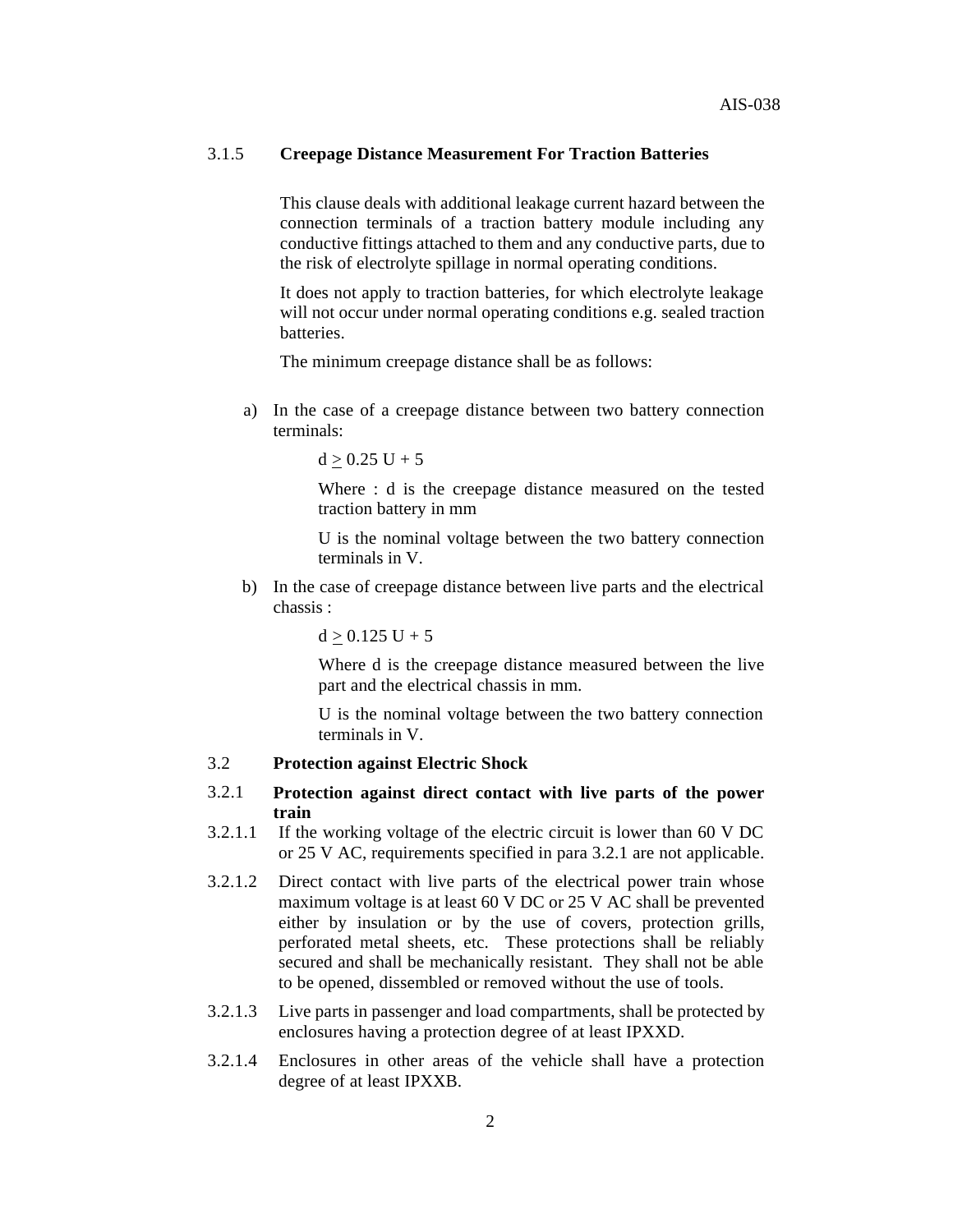### 3.1.5 Creepage Distance Measurement For Traction Batteries

This clause deals with additional leakage current hazard between the connection terminals of a traction battery module including any conductive fittings attached to them and any conductive parts, due to the risk of electrolyte spillage in normal operating conditions.

It does not apply to traction batteries, for which electrolyte leakage will not occur under normal operating conditions e.g. sealed traction batteries.

The minimum creepage distance shall be as follows:

a) In the case of a creepage distance between two battery connection terminals:

$$d \geq 0.25\ U + 5$$

Where : d is the creepage distance measured on the tested traction battery in mm

U is the nominal voltage between the two battery connection terminals in V.

b) In the case of creepage distance between live parts and the electrical chassis :

$$d \geq 0.125\ U + 5$$

Where d is the creepage distance measured between the live part and the electrical chassis in mm.

U is the nominal voltage between the two battery connection terminals in V.

## 3.2 Protection against Electric Shock

### 3.2.1 Protection against direct contact with live parts of the power train

3.2.1.1 If the working voltage of the electric circuit is lower than 60 V DC or 25 V AC, requirements specified in para 3.2.1 are not applicable.

3.2.1.2 Direct contact with live parts of the electrical power train whose maximum voltage is at least 60 V DC or 25 V AC shall be prevented either by insulation or by the use of covers, protection grills, perforated metal sheets, etc. These protections shall be reliably secured and shall be mechanically resistant. They shall not be able to be opened, dissembled or removed without the use of tools.

3.2.1.3 Live parts in passenger and load compartments, shall be protected by enclosures having a protection degree of at least IPXXD.

3.2.1.4 Enclosures in other areas of the vehicle shall have a protection degree of at least IPXXB.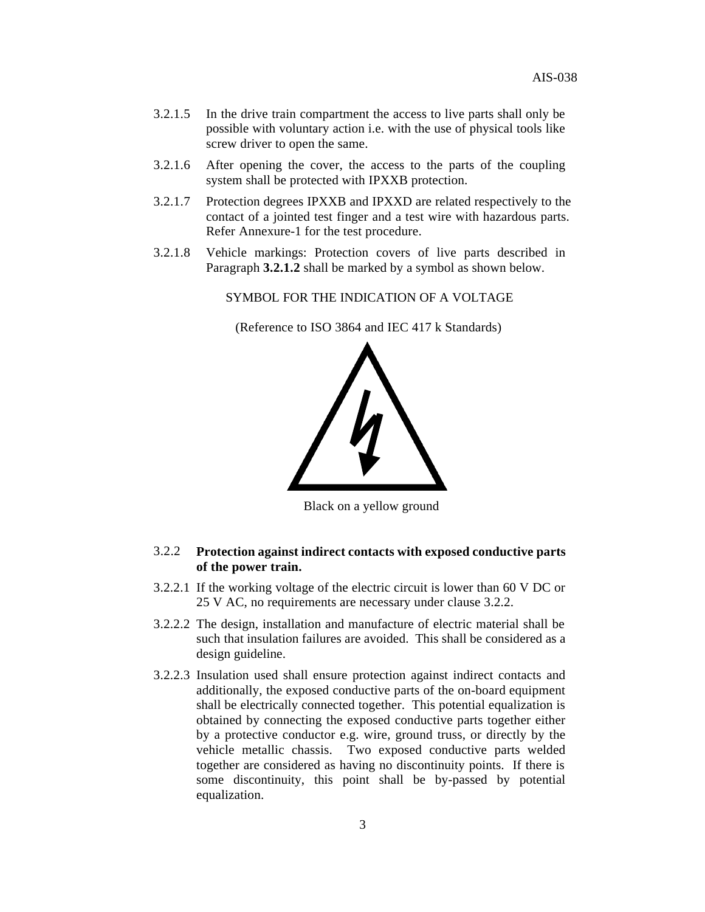3.2.1.5 In the drive train compartment the access to live parts shall only be possible with voluntary action i.e. with the use of physical tools like screw driver to open the same.

3.2.1.6 After opening the cover, the access to the parts of the coupling system shall be protected with IPXXB protection.

3.2.1.7 Protection degrees IPXXB and IPXXD are related respectively to the contact of a jointed test finger and a test wire with hazardous parts. Refer Annexure-1 for the test procedure.

3.2.1.8 Vehicle markings: Protection covers of live parts described in Paragraph **3.2.1.2** shall be marked by a symbol as shown below.

SYMBOL FOR THE INDICATION OF A VOLTAGE

(Reference to ISO 3864 and IEC 417 k Standards)

Black on a yellow ground

3.2.2 **Protection against indirect contacts with exposed conductive parts of the power train.**

3.2.2.1 If the working voltage of the electric circuit is lower than 60 V DC or 25 V AC, no requirements are necessary under clause 3.2.2.

3.2.2.2 The design, installation and manufacture of electric material shall be such that insulation failures are avoided. This shall be considered as a design guideline.

3.2.2.3 Insulation used shall ensure protection against indirect contacts and additionally, the exposed conductive parts of the on-board equipment shall be electrically connected together. This potential equalization is obtained by connecting the exposed conductive parts together either by a protective conductor e.g. wire, ground truss, or directly by the vehicle metallic chassis. Two exposed conductive parts welded together are considered as having no discontinuity points. If there is some discontinuity, this point shall be by-passed by potential equalization.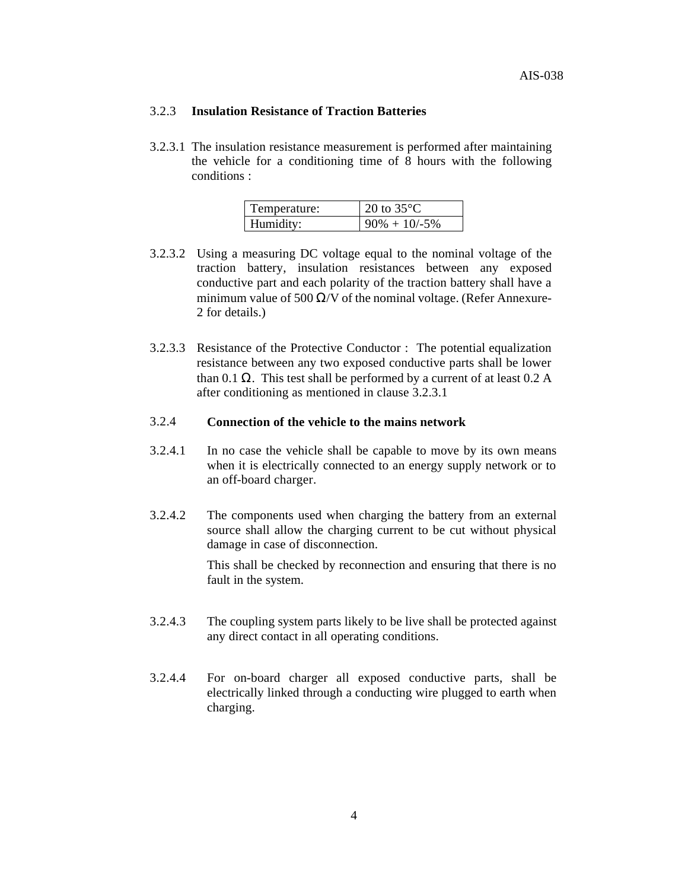### 3.2.3 **Insulation Resistance of Traction Batteries**

3.2.3.1 The insulation resistance measurement is performed after maintaining the vehicle for a conditioning time of 8 hours with the following conditions :

| Temperature: | 20 to 35°C |
|---|---|
| Humidity: | 90% + 10/-5% |

3.2.3.2 Using a measuring DC voltage equal to the nominal voltage of the traction battery, insulation resistances between any exposed conductive part and each polarity of the traction battery shall have a minimum value of 500 Ω/V of the nominal voltage. (Refer Annexure-2 for details.)

3.2.3.3 Resistance of the Protective Conductor : The potential equalization resistance between any two exposed conductive parts shall be lower than 0.1 Ω. This test shall be performed by a current of at least 0.2 A after conditioning as mentioned in clause 3.2.3.1

### 3.2.4 **Connection of the vehicle to the mains network**

3.2.4.1 In no case the vehicle shall be capable to move by its own means when it is electrically connected to an energy supply network or to an off-board charger.

3.2.4.2 The components used when charging the battery from an external source shall allow the charging current to be cut without physical damage in case of disconnection.

This shall be checked by reconnection and ensuring that there is no fault in the system.

3.2.4.3 The coupling system parts likely to be live shall be protected against any direct contact in all operating conditions.

3.2.4.4 For on-board charger all exposed conductive parts, shall be electrically linked through a conducting wire plugged to earth when charging.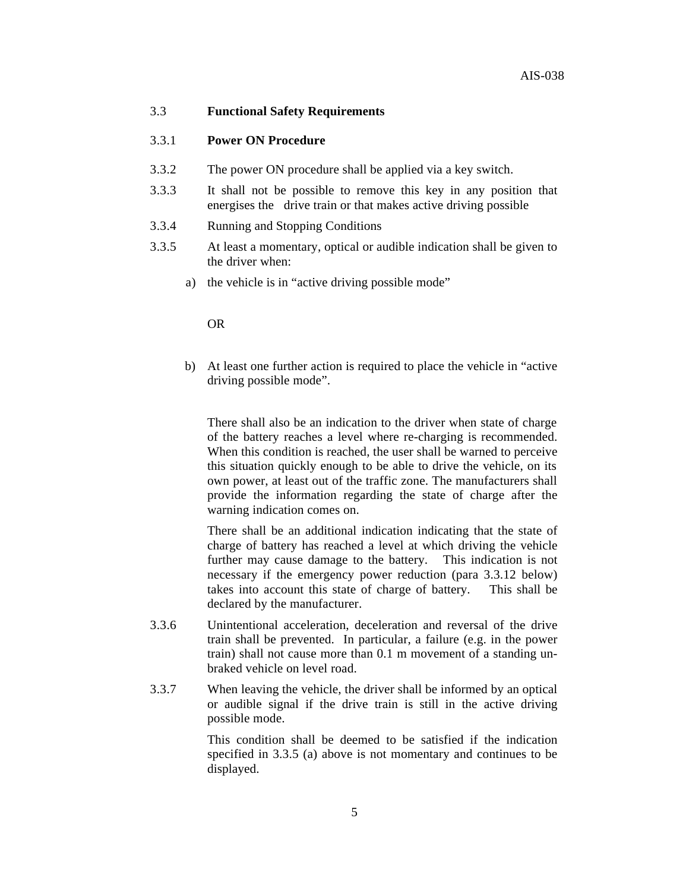## 3.3 **Functional Safety Requirements**

### 3.3.1 **Power ON Procedure**

3.3.2 The power ON procedure shall be applied via a key switch.

3.3.3 It shall not be possible to remove this key in any position that energises the drive train or that makes active driving possible

3.3.4 Running and Stopping Conditions

3.3.5 At least a momentary, optical or audible indication shall be given to the driver when:

a) the vehicle is in “active driving possible mode”

OR

b) At least one further action is required to place the vehicle in “active driving possible mode”.

There shall also be an indication to the driver when state of charge of the battery reaches a level where re-charging is recommended. When this condition is reached, the user shall be warned to perceive this situation quickly enough to be able to drive the vehicle, on its own power, at least out of the traffic zone. The manufacturers shall provide the information regarding the state of charge after the warning indication comes on.

There shall be an additional indication indicating that the state of charge of battery has reached a level at which driving the vehicle further may cause damage to the battery. This indication is not necessary if the emergency power reduction (para 3.3.12 below) takes into account this state of charge of battery. This shall be declared by the manufacturer.

3.3.6 Unintentional acceleration, deceleration and reversal of the drive train shall be prevented. In particular, a failure (e.g. in the power train) shall not cause more than 0.1 m movement of a standing un-braked vehicle on level road.

3.3.7 When leaving the vehicle, the driver shall be informed by an optical or audible signal if the drive train is still in the active driving possible mode.

This condition shall be deemed to be satisfied if the indication specified in 3.3.5 (a) above is not momentary and continues to be displayed.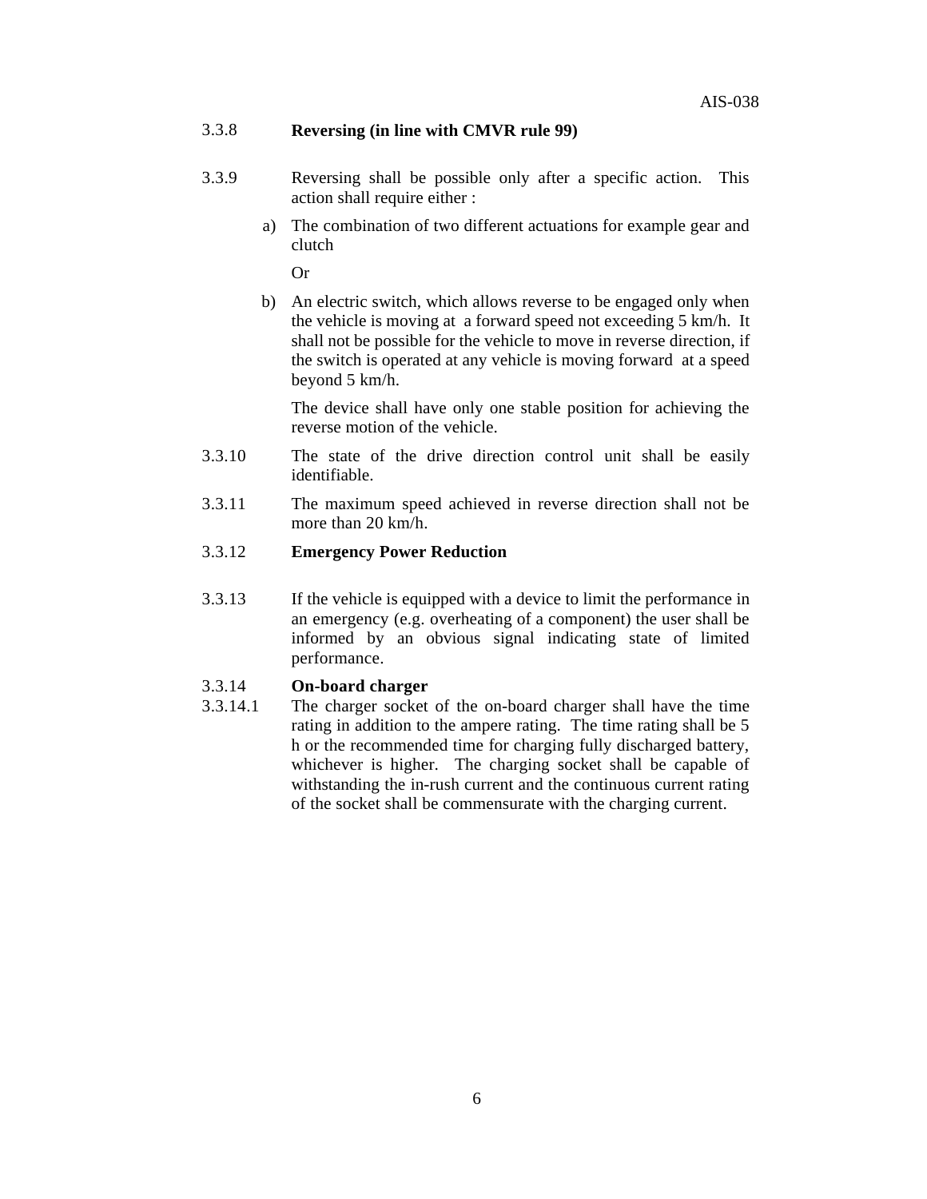3.3.8 **Reversing (in line with CMVR rule 99)**

3.3.9 Reversing shall be possible only after a specific action. This action shall require either :

a) The combination of two different actuations for example gear and clutch

Or

b) An electric switch, which allows reverse to be engaged only when the vehicle is moving at a forward speed not exceeding 5 km/h. It shall not be possible for the vehicle to move in reverse direction, if the switch is operated at any vehicle is moving forward at a speed beyond 5 km/h.

The device shall have only one stable position for achieving the reverse motion of the vehicle.

3.3.10 The state of the drive direction control unit shall be easily identifiable.

3.3.11 The maximum speed achieved in reverse direction shall not be more than 20 km/h.

3.3.12 **Emergency Power Reduction**

3.3.13 If the vehicle is equipped with a device to limit the performance in an emergency (e.g. overheating of a component) the user shall be informed by an obvious signal indicating state of limited performance.

3.3.14 **On-board charger**

3.3.14.1 The charger socket of the on-board charger shall have the time rating in addition to the ampere rating. The time rating shall be 5 h or the recommended time for charging fully discharged battery, whichever is higher. The charging socket shall be capable of withstanding the in-rush current and the continuous current rating of the socket shall be commensurate with the charging current.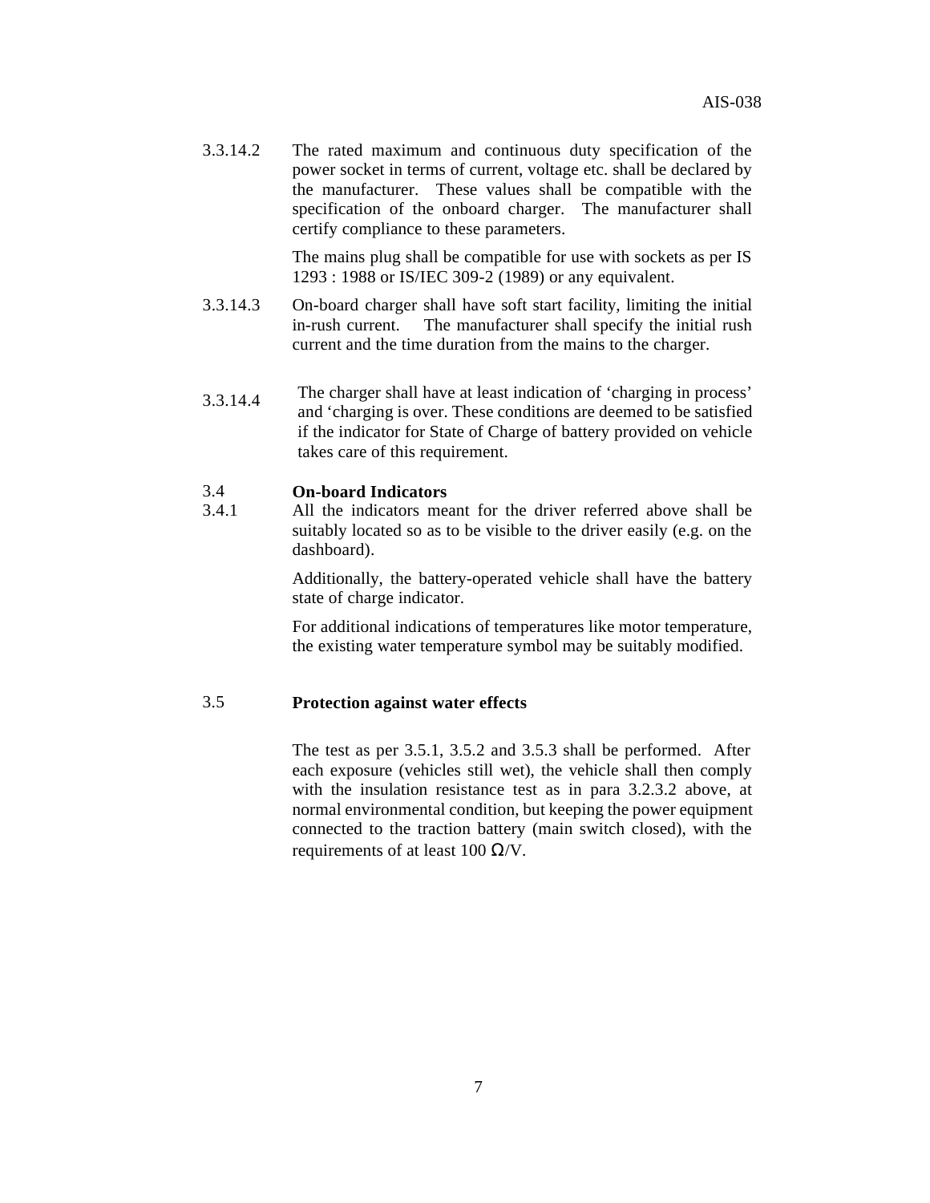3.3.14.2 The rated maximum and continuous duty specification of the power socket in terms of current, voltage etc. shall be declared by the manufacturer. These values shall be compatible with the specification of the onboard charger. The manufacturer shall certify compliance to these parameters.

The mains plug shall be compatible for use with sockets as per IS 1293 : 1988 or IS/IEC 309-2 (1989) or any equivalent.

3.3.14.3 On-board charger shall have soft start facility, limiting the initial in-rush current. The manufacturer shall specify the initial rush current and the time duration from the mains to the charger.

3.3.14.4 The charger shall have at least indication of 'charging in process' and 'charging is over. These conditions are deemed to be satisfied if the indicator for State of Charge of battery provided on vehicle takes care of this requirement.

### 3.4 On-board Indicators

3.4.1 All the indicators meant for the driver referred above shall be suitably located so as to be visible to the driver easily (e.g. on the dashboard).

Additionally, the battery-operated vehicle shall have the battery state of charge indicator.

For additional indications of temperatures like motor temperature, the existing water temperature symbol may be suitably modified.

### 3.5 Protection against water effects

The test as per 3.5.1, 3.5.2 and 3.5.3 shall be performed. After each exposure (vehicles still wet), the vehicle shall then comply with the insulation resistance test as in para 3.2.3.2 above, at normal environmental condition, but keeping the power equipment connected to the traction battery (main switch closed), with the requirements of at least 100 $\Omega$/V.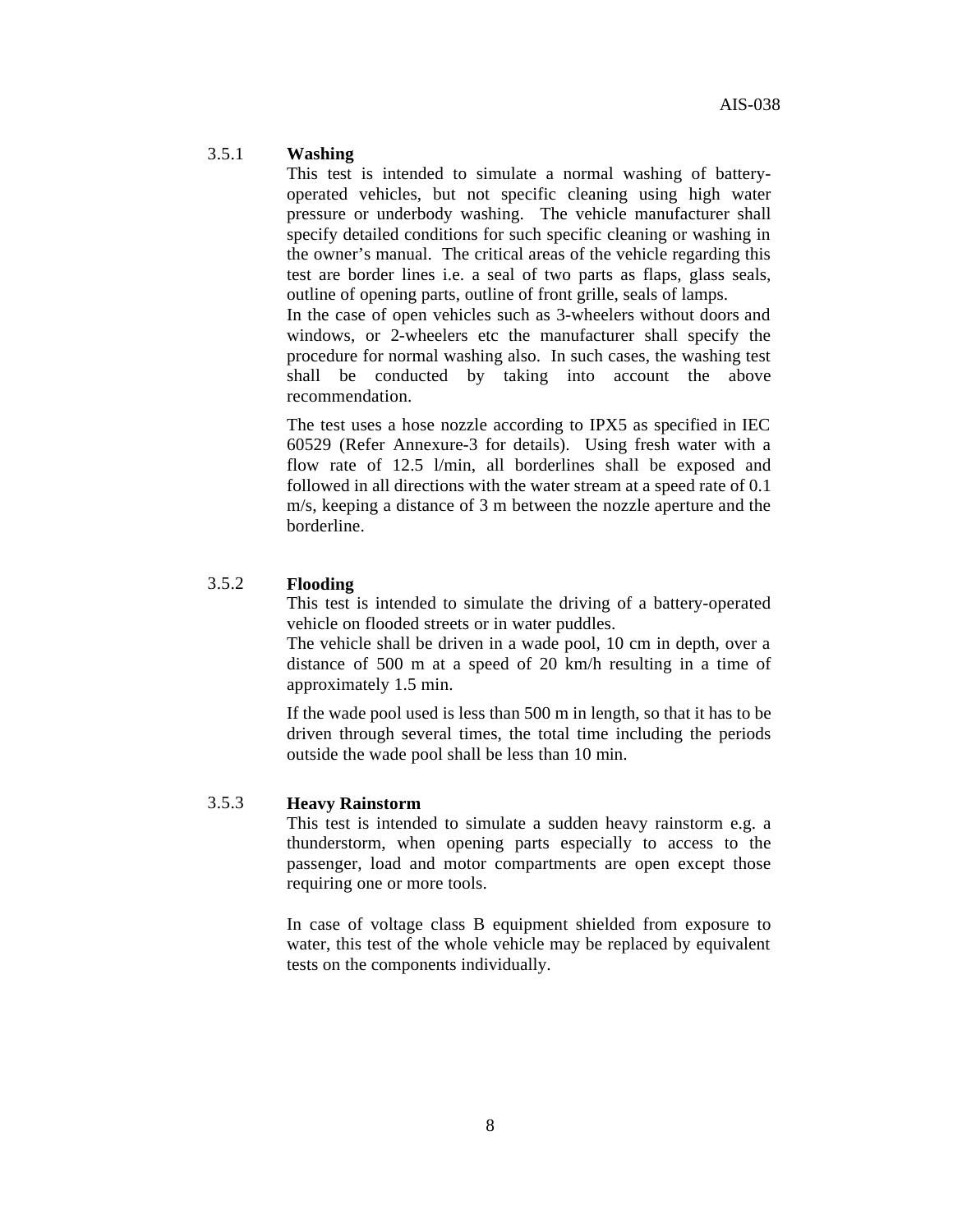### 3.5.1 Washing

This test is intended to simulate a normal washing of battery-operated vehicles, but not specific cleaning using high water pressure or underbody washing. The vehicle manufacturer shall specify detailed conditions for such specific cleaning or washing in the owner's manual. The critical areas of the vehicle regarding this test are border lines i.e. a seal of two parts as flaps, glass seals, outline of opening parts, outline of front grille, seals of lamps.

In the case of open vehicles such as 3-wheelers without doors and windows, or 2-wheelers etc the manufacturer shall specify the procedure for normal washing also. In such cases, the washing test shall be conducted by taking into account the above recommendation.

The test uses a hose nozzle according to IPX5 as specified in IEC 60529 (Refer Annexure-3 for details). Using fresh water with a flow rate of 12.5 l/min, all borderlines shall be exposed and followed in all directions with the water stream at a speed rate of 0.1 m/s, keeping a distance of 3 m between the nozzle aperture and the borderline.

### 3.5.2 Flooding

This test is intended to simulate the driving of a battery-operated vehicle on flooded streets or in water puddles.

The vehicle shall be driven in a wade pool, 10 cm in depth, over a distance of 500 m at a speed of 20 km/h resulting in a time of approximately 1.5 min.

If the wade pool used is less than 500 m in length, so that it has to be driven through several times, the total time including the periods outside the wade pool shall be less than 10 min.

### 3.5.3 Heavy Rainstorm

This test is intended to simulate a sudden heavy rainstorm e.g. a thunderstorm, when opening parts especially to access to the passenger, load and motor compartments are open except those requiring one or more tools.

In case of voltage class B equipment shielded from exposure to water, this test of the whole vehicle may be replaced by equivalent tests on the components individually.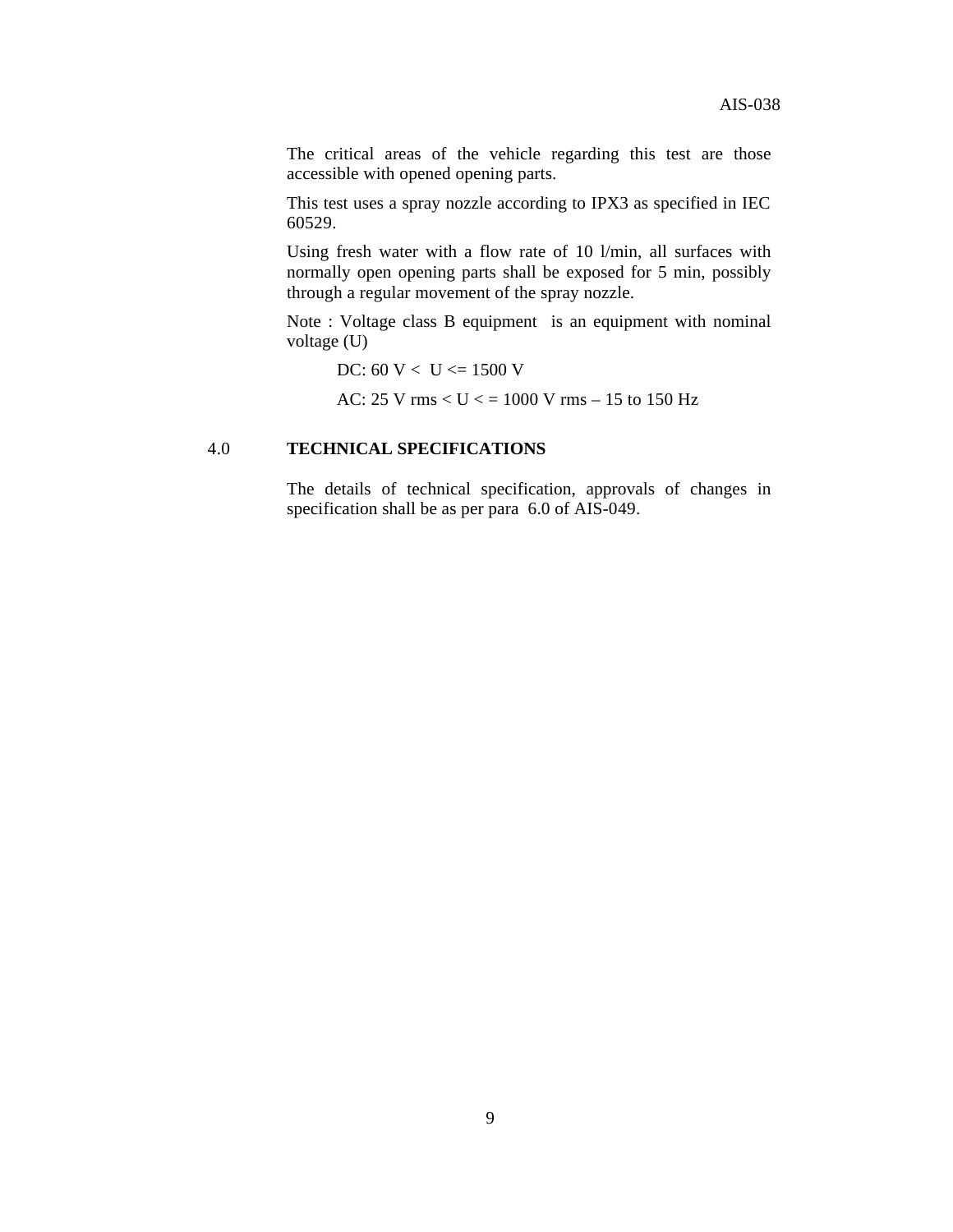The critical areas of the vehicle regarding this test are those accessible with opened opening parts.

This test uses a spray nozzle according to IPX3 as specified in IEC 60529.

Using fresh water with a flow rate of 10 l/min, all surfaces with normally open opening parts shall be exposed for 5 min, possibly through a regular movement of the spray nozzle.

Note : Voltage class B equipment is an equipment with nominal voltage (U)

DC: 60 V < U <= 1500 V

AC: 25 V rms < U < = 1000 V rms – 15 to 150 Hz

## 4.0 TECHNICAL SPECIFICATIONS

The details of technical specification, approvals of changes in specification shall be as per para 6.0 of AIS-049.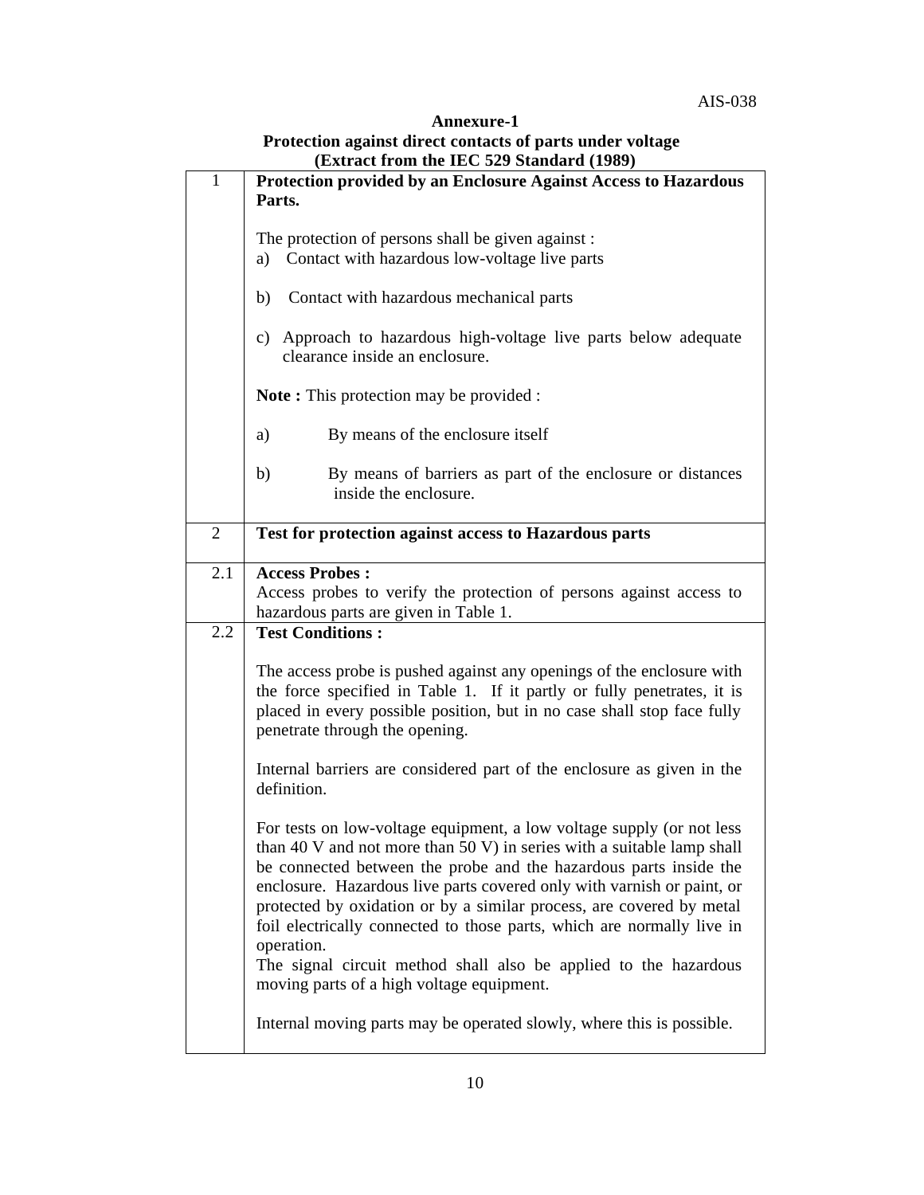## Annexure-1

## Protection against direct contacts of parts under voltage (Extract from the IEC 529 Standard (1989)

| | |
|---|---|
| 1 | **Protection provided by an Enclosure Against Access to Hazardous Parts.**<br><br>The protection of persons shall be given against :<br>a) Contact with hazardous low-voltage live parts<br><br>b) Contact with hazardous mechanical parts<br><br>c) Approach to hazardous high-voltage live parts below adequate clearance inside an enclosure.<br><br>**Note :** This protection may be provided :<br><br>a) By means of the enclosure itself<br><br>b) By means of barriers as part of the enclosure or distances inside the enclosure. |
| 2 | **Test for protection against access to Hazardous parts** |
| 2.1 | **Access Probes :**<br>Access probes to verify the protection of persons against access to hazardous parts are given in Table 1. |
| 2.2 | **Test Conditions :**<br><br>The access probe is pushed against any openings of the enclosure with the force specified in Table 1. If it partly or fully penetrates, it is placed in every possible position, but in no case shall stop face fully penetrate through the opening.<br><br>Internal barriers are considered part of the enclosure as given in the definition.<br><br>For tests on low-voltage equipment, a low voltage supply (or not less than 40 V and not more than 50 V) in series with a suitable lamp shall be connected between the probe and the hazardous parts inside the enclosure. Hazardous live parts covered only with varnish or paint, or protected by oxidation or by a similar process, are covered by metal foil electrically connected to those parts, which are normally live in operation.<br>The signal circuit method shall also be applied to the hazardous moving parts of a high voltage equipment.<br><br>Internal moving parts may be operated slowly, where this is possible. |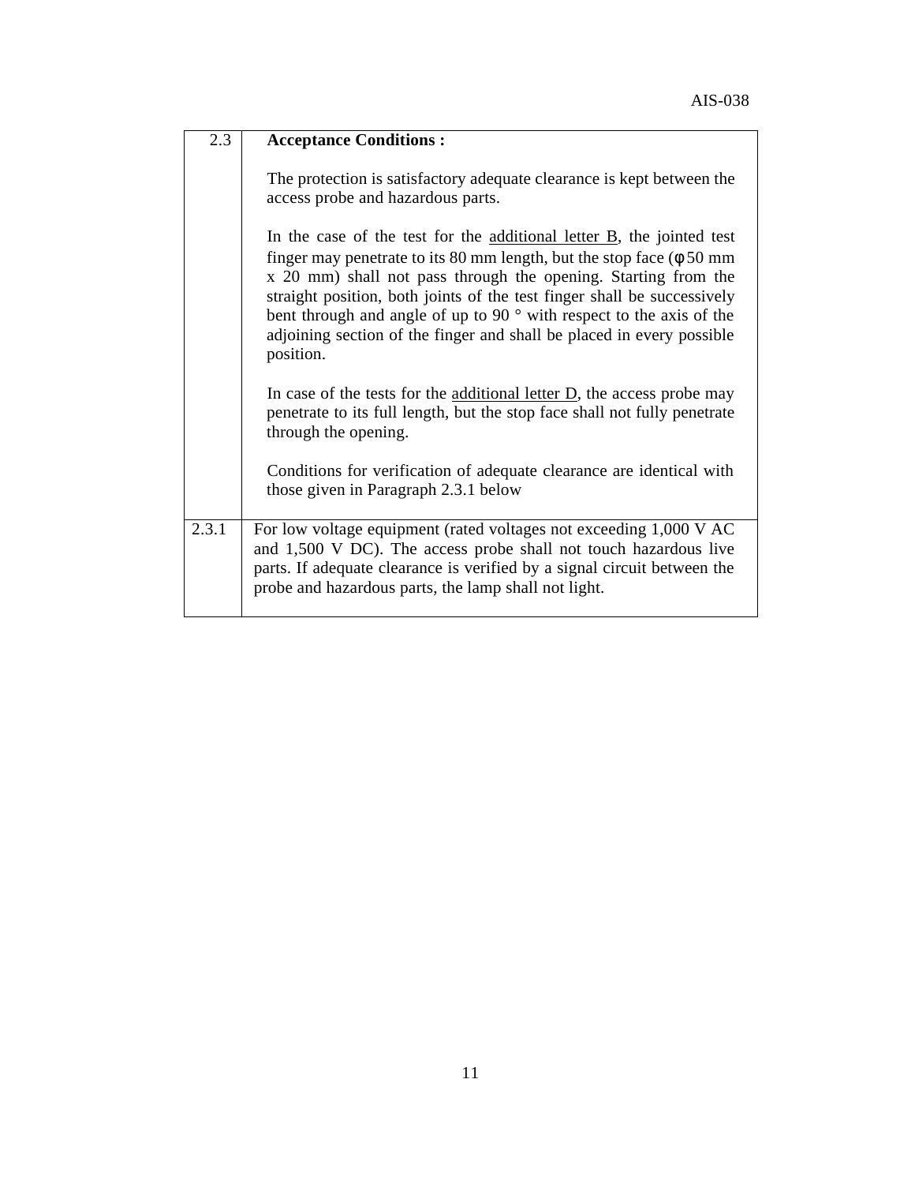| 2.3 | **Acceptance Conditions :**<br><br>The protection is satisfactory adequate clearance is kept between the access probe and hazardous parts.<br><br>In the case of the test for the <u>additional letter B</u>, the jointed test finger may penetrate to its 80 mm length, but the stop face (φ50 mm x 20 mm) shall not pass through the opening. Starting from the straight position, both joints of the test finger shall be successively bent through and angle of up to 90 ° with respect to the axis of the adjoining section of the finger and shall be placed in every possible position.<br><br>In case of the tests for the <u>additional letter D</u>, the access probe may penetrate to its full length, but the stop face shall not fully penetrate through the opening.<br><br>Conditions for verification of adequate clearance are identical with those given in Paragraph 2.3.1 below |
|---|---|
| 2.3.1 | For low voltage equipment (rated voltages not exceeding 1,000 V AC and 1,500 V DC). The access probe shall not touch hazardous live parts. If adequate clearance is verified by a signal circuit between the probe and hazardous parts, the lamp shall not light. |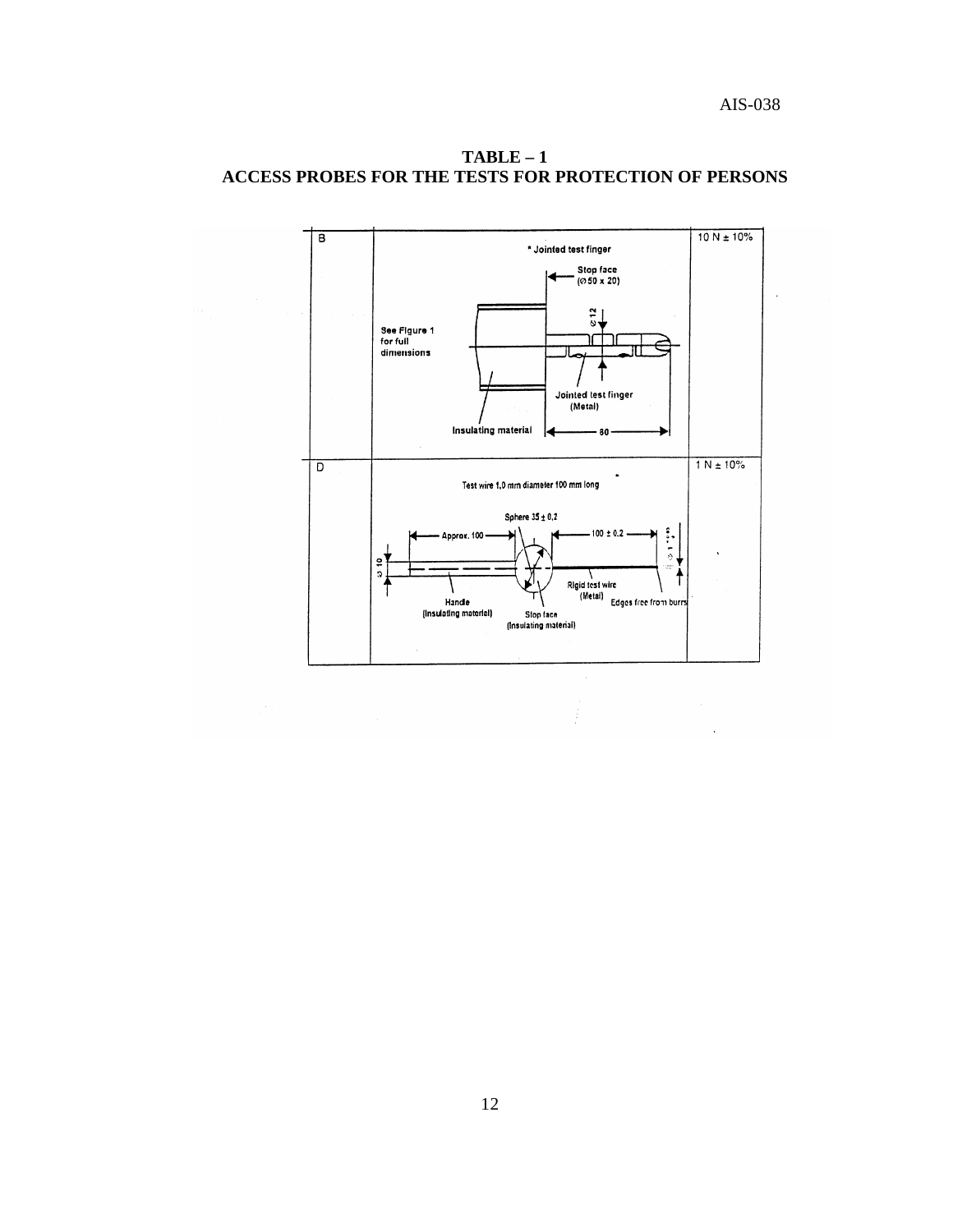**TABLE – 1**
**ACCESS PROBES FOR THE TESTS FOR PROTECTION OF PERSONS**

| | | |
|---|---|---|
| B | * Jointed test finger<br>Stop face (Ø50 x 20)<br>Ø12<br>See Figure 1 for full dimensions<br>Jointed test finger (Metal)<br>Insulating material<br>80 | 10 N ± 10% |
| D | Test wire 1,0 mm diameter 100 mm long<br>Sphere 35 ± 0,2<br>Approx. 100<br>100 ± 0.2<br>Ø 10<br>Handle (Insulating material)<br>Stop face (Insulating material)<br>Rigid test wire (Metal)<br>Edges free from burrs | 1 N ± 10% |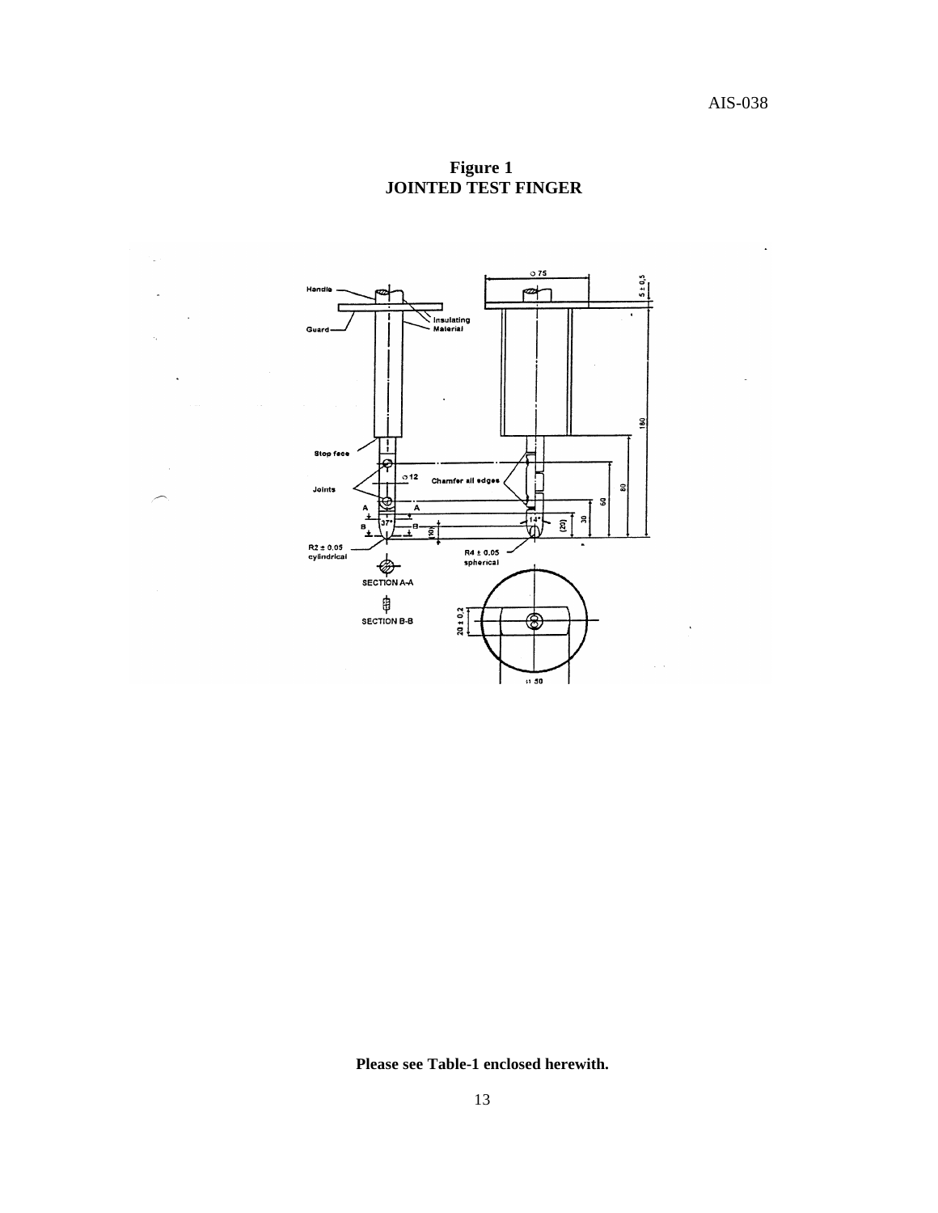**Figure 1**
**JOINTED TEST FINGER**

**Please see Table-1 enclosed herewith.**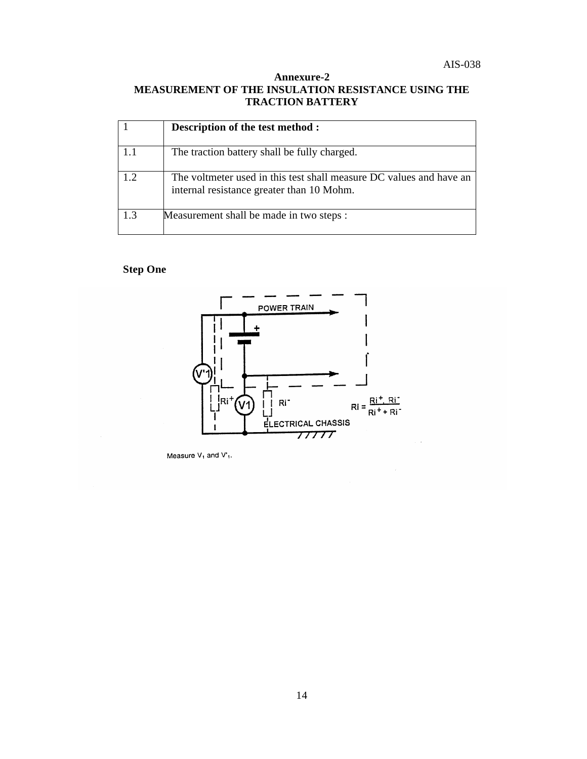**Annexure-2**

# MEASUREMENT OF THE INSULATION RESISTANCE USING THE TRACTION BATTERY

| 1 | **Description of the test method :** |
|---|---|
| 1.1 | The traction battery shall be fully charged. |
| 1.2 | The voltmeter used in this test shall measure DC values and have an internal resistance greater than 10 Mohm. |
| 1.3 | Measurement shall be made in two steps : |

**Step One**

POWER TRAIN

ELECTRICAL CHASSIS

$$RI = \frac{Ri^{+} \cdot Ri^{-}}{Ri^{+} + Ri^{-}}$$

Measure $V_1$ and $V'_1$.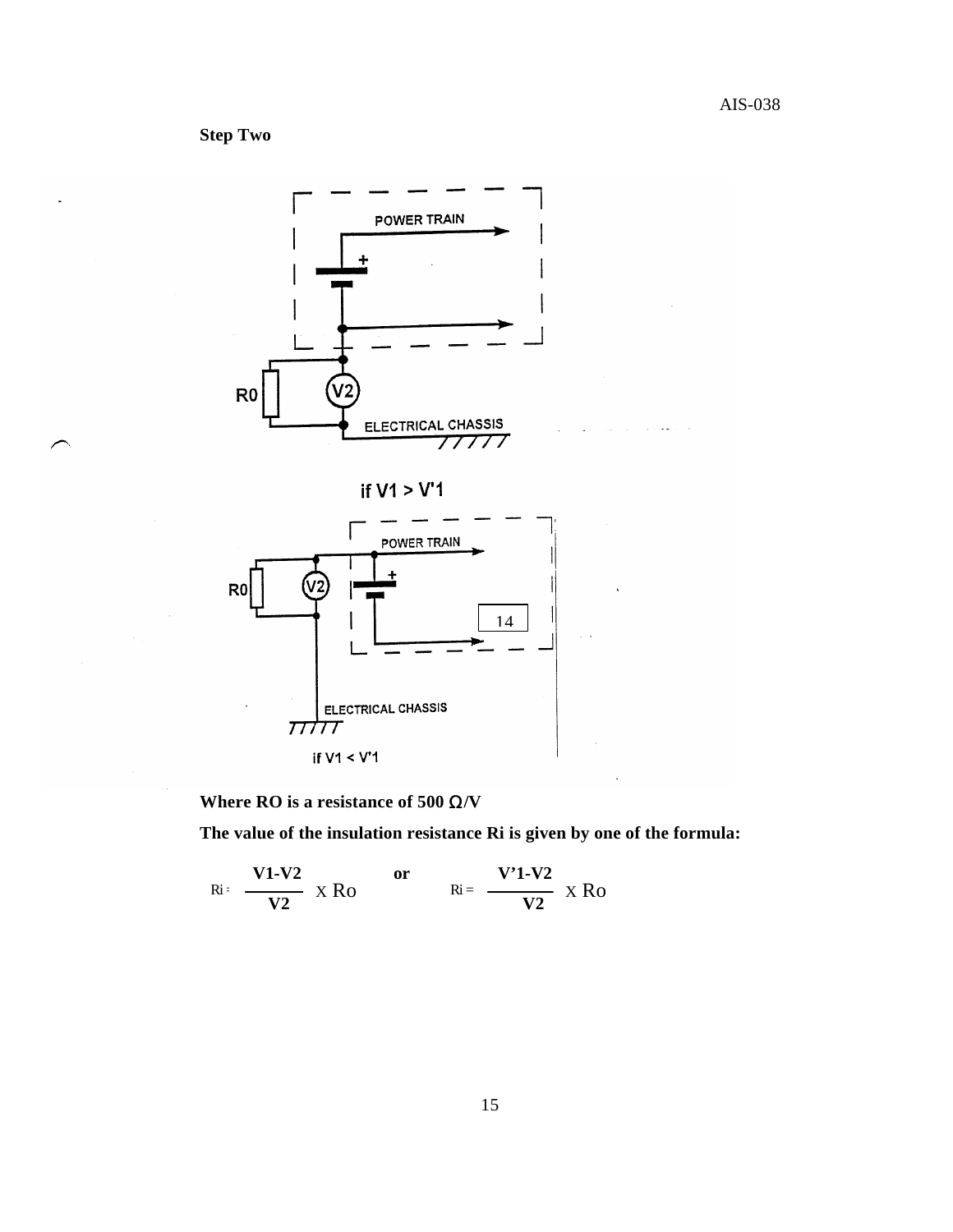**Step Two**

POWER TRAIN

R0

V2

ELECTRICAL CHASSIS

if V1 > V'1

POWER TRAIN

R0

V2

14

ELECTRICAL CHASSIS

if V1 < V'1

**Where RO is a resistance of 500 Ω/V**

**The value of the insulation resistance Ri is given by one of the formula:**

$$Ri = \frac{V1-V2}{V2} \times Ro \quad \textbf{or} \quad Ri = \frac{V'1-V2}{V2} \times Ro$$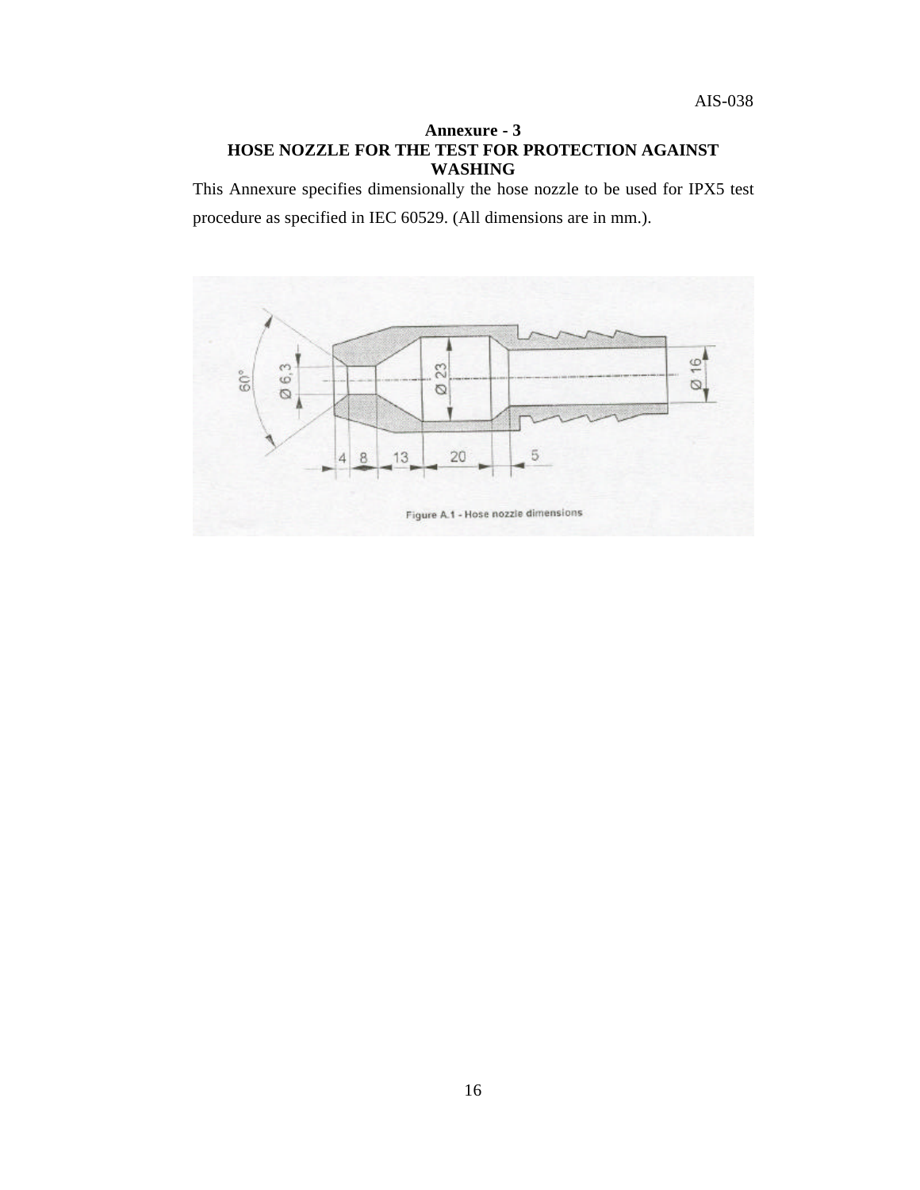## Annexure - 3

## HOSE NOZZLE FOR THE TEST FOR PROTECTION AGAINST WASHING

This Annexure specifies dimensionally the hose nozzle to be used for IPX5 test procedure as specified in IEC 60529. (All dimensions are in mm.).

Figure A.1 - Hose nozzle dimensions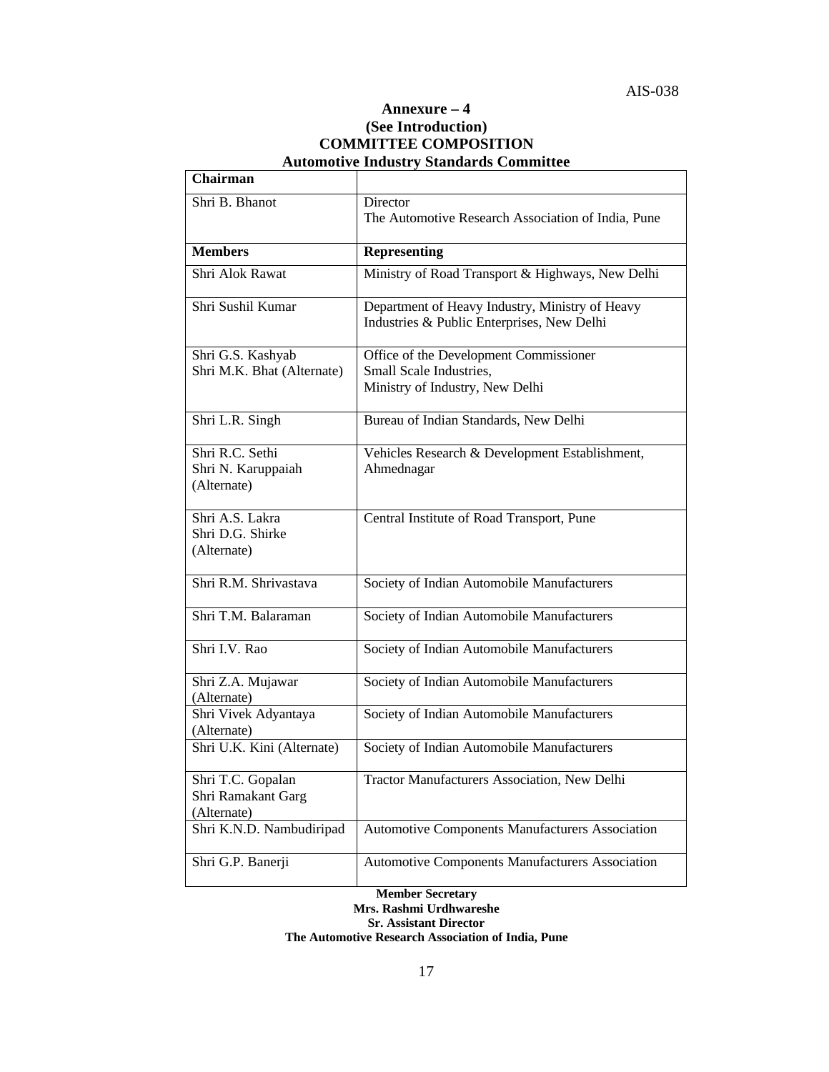# Annexure – 4
**(See Introduction)**
**COMMITTEE COMPOSITION**
**Automotive Industry Standards Committee**

| **Chairman** | |
|---|---|
| Shri B. Bhanot | Director<br>The Automotive Research Association of India, Pune |
| **Members** | **Representing** |
| Shri Alok Rawat | Ministry of Road Transport & Highways, New Delhi |
| Shri Sushil Kumar | Department of Heavy Industry, Ministry of Heavy Industries & Public Enterprises, New Delhi |
| Shri G.S. Kashyab<br>Shri M.K. Bhat (Alternate) | Office of the Development Commissioner<br>Small Scale Industries,<br>Ministry of Industry, New Delhi |
| Shri L.R. Singh | Bureau of Indian Standards, New Delhi |
| Shri R.C. Sethi<br>Shri N. Karuppaiah (Alternate) | Vehicles Research & Development Establishment, Ahmednagar |
| Shri A.S. Lakra<br>Shri D.G. Shirke (Alternate) | Central Institute of Road Transport, Pune |
| Shri R.M. Shrivastava | Society of Indian Automobile Manufacturers |
| Shri T.M. Balaraman | Society of Indian Automobile Manufacturers |
| Shri I.V. Rao | Society of Indian Automobile Manufacturers |
| Shri Z.A. Mujawar (Alternate) | Society of Indian Automobile Manufacturers |
| Shri Vivek Adyantaya (Alternate) | Society of Indian Automobile Manufacturers |
| Shri U.K. Kini (Alternate) | Society of Indian Automobile Manufacturers |
| Shri T.C. Gopalan<br>Shri Ramakant Garg (Alternate) | Tractor Manufacturers Association, New Delhi |
| Shri K.N.D. Nambudiripad | Automotive Components Manufacturers Association |
| Shri G.P. Banerji | Automotive Components Manufacturers Association |

**Member Secretary**
**Mrs. Rashmi Urdhwareshe**
**Sr. Assistant Director**
**The Automotive Research Association of India, Pune**